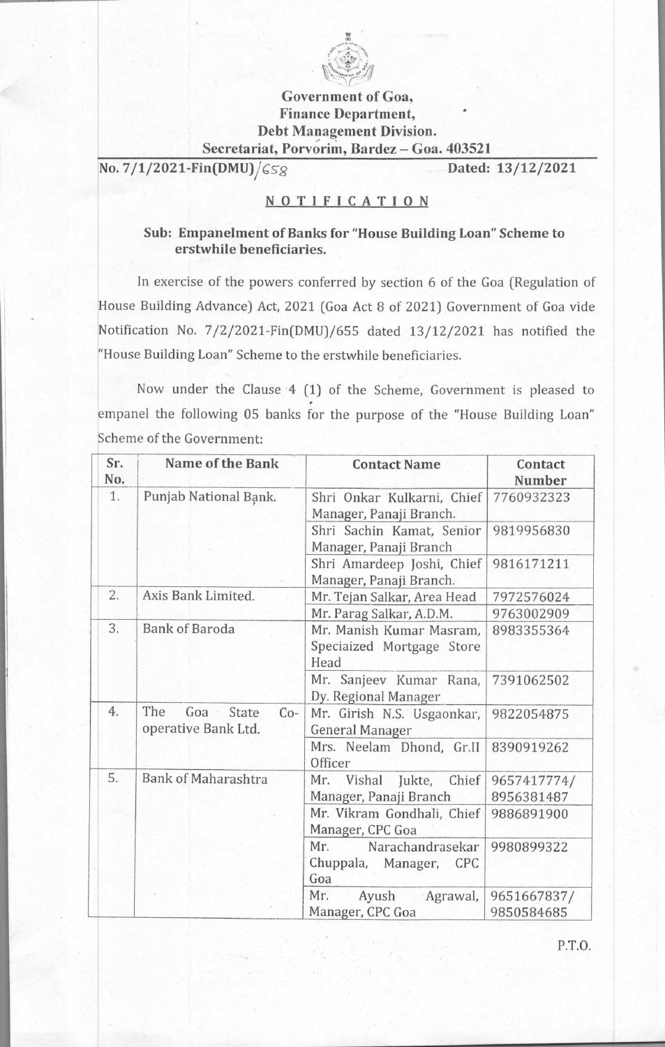**Government of Goa,**
**Finance Department,**
**Debt Management Division.**
**Secretariat, Porvorim, Bardez – Goa. 403521**

**No. 7/1/2021-Fin(DMU)/658** **Dated: 13/12/2021**

## NOTIFICATION

**Sub: Empanelment of Banks for "House Building Loan" Scheme to erstwhile beneficiaries.**

In exercise of the powers conferred by section 6 of the Goa (Regulation of House Building Advance) Act, 2021 (Goa Act 8 of 2021) Government of Goa vide Notification No. 7/2/2021-Fin(DMU)/655 dated 13/12/2021 has notified the "House Building Loan" Scheme to the erstwhile beneficiaries.

Now under the Clause 4 (1) of the Scheme, Government is pleased to empanel the following 05 banks for the purpose of the "House Building Loan" Scheme of the Government:

| Sr. No. | Name of the Bank | Contact Name | Contact Number |
|---|---|---|---|
| 1. | Punjab National Bank. | Shri Onkar Kulkarni, Chief Manager, Panaji Branch. | 7760932323 |
| | | Shri Sachin Kamat, Senior Manager, Panaji Branch | 9819956830 |
| | | Shri Amardeep Joshi, Chief Manager, Panaji Branch. | 9816171211 |
| 2. | Axis Bank Limited. | Mr. Tejan Salkar, Area Head | 7972576024 |
| | | Mr. Parag Salkar, A.D.M. | 9763002909 |
| 3. | Bank of Baroda | Mr. Manish Kumar Masram, Speciaized Mortgage Store Head | 8983355364 |
| | | Mr. Sanjeev Kumar Rana, Dy. Regional Manager | 7391062502 |
| 4. | The Goa State Co-operative Bank Ltd. | Mr. Girish N.S. Usgaonkar, General Manager | 9822054875 |
| | | Mrs. Neelam Dhond, Gr.II Officer | 8390919262 |
| 5. | Bank of Maharashtra | Mr. Vishal Jukte, Chief Manager, Panaji Branch | 9657417774/ 8956381487 |
| | | Mr. Vikram Gondhali, Chief Manager, CPC Goa | 9886891900 |
| | | Mr. Narachandrasekar Chuppala, Manager, CPC Goa | 9980899322 |
| | | Mr. Ayush Agrawal, Manager, CPC Goa | 9651667837/ 9850584685 |

P.T.O.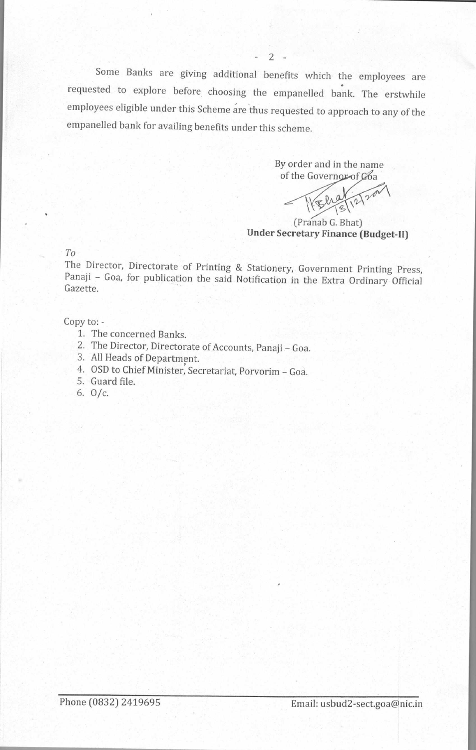Some Banks are giving additional benefits which the employees are requested to explore before choosing the empanelled bank. The erstwhile employees eligible under this Scheme are thus requested to approach to any of the empanelled bank for availing benefits under this scheme.

By order and in the name
of the Governor of Goa

(Pranab G. Bhat)
**Under Secretary Finance (Budget-II)**

*To*
The Director, Directorate of Printing & Stationery, Government Printing Press, Panaji – Goa, for publication the said Notification in the Extra Ordinary Official Gazette.

Copy to: -

1. The concerned Banks.
2. The Director, Directorate of Accounts, Panaji – Goa.
3. All Heads of Department.
4. OSD to Chief Minister, Secretariat, Porvorim – Goa.
5. Guard file.
6. O/c.

Phone (0832) 2419695    Email: usbud2-sect.goa@nic.in